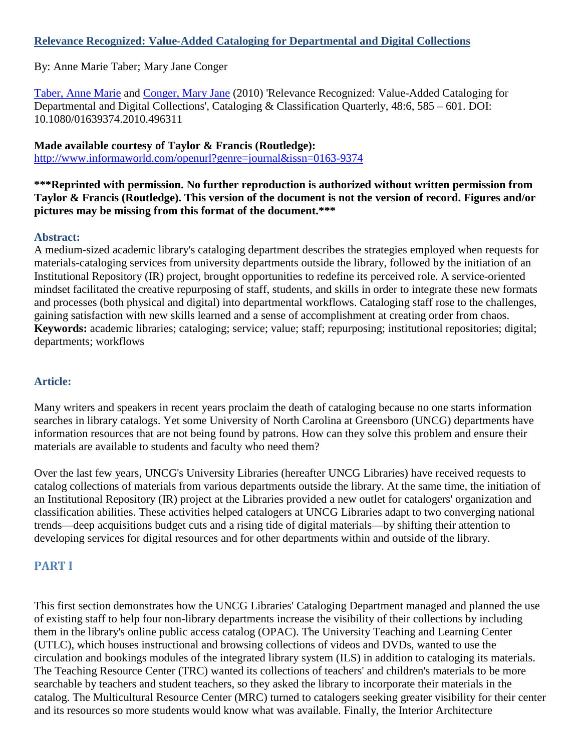# [Relevance Recognized: Value-Added Cataloging for Departmental and Digital Collections](#)

By: Anne Marie Taber; Mary Jane Conger

[Taber, Anne Marie](#) and [Conger, Mary Jane](#) (2010) 'Relevance Recognized: Value-Added Cataloging for Departmental and Digital Collections', Cataloging & Classification Quarterly, 48:6, 585 – 601. DOI: 10.1080/01639374.2010.496311

**Made available courtesy of Taylor & Francis (Routledge):**
http://www.informaworld.com/openurl?genre=journal&issn=0163-9374

**\*\*\*Reprinted with permission. No further reproduction is authorized without written permission from Taylor & Francis (Routledge). This version of the document is not the version of record. Figures and/or pictures may be missing from this format of the document.\*\*\***

### Abstract:

A medium-sized academic library's cataloging department describes the strategies employed when requests for materials-cataloging services from university departments outside the library, followed by the initiation of an Institutional Repository (IR) project, brought opportunities to redefine its perceived role. A service-oriented mindset facilitated the creative repurposing of staff, students, and skills in order to integrate these new formats and processes (both physical and digital) into departmental workflows. Cataloging staff rose to the challenges, gaining satisfaction with new skills learned and a sense of accomplishment at creating order from chaos.
**Keywords:** academic libraries; cataloging; service; value; staff; repurposing; institutional repositories; digital; departments; workflows

### Article:

Many writers and speakers in recent years proclaim the death of cataloging because no one starts information searches in library catalogs. Yet some University of North Carolina at Greensboro (UNCG) departments have information resources that are not being found by patrons. How can they solve this problem and ensure their materials are available to students and faculty who need them?

Over the last few years, UNCG's University Libraries (hereafter UNCG Libraries) have received requests to catalog collections of materials from various departments outside the library. At the same time, the initiation of an Institutional Repository (IR) project at the Libraries provided a new outlet for catalogers' organization and classification abilities. These activities helped catalogers at UNCG Libraries adapt to two converging national trends—deep acquisitions budget cuts and a rising tide of digital materials—by shifting their attention to developing services for digital resources and for other departments within and outside of the library.

## PART I

This first section demonstrates how the UNCG Libraries' Cataloging Department managed and planned the use of existing staff to help four non-library departments increase the visibility of their collections by including them in the library's online public access catalog (OPAC). The University Teaching and Learning Center (UTLC), which houses instructional and browsing collections of videos and DVDs, wanted to use the circulation and bookings modules of the integrated library system (ILS) in addition to cataloging its materials. The Teaching Resource Center (TRC) wanted its collections of teachers' and children's materials to be more searchable by teachers and student teachers, so they asked the library to incorporate their materials in the catalog. The Multicultural Resource Center (MRC) turned to catalogers seeking greater visibility for their center and its resources so more students would know what was available. Finally, the Interior Architecture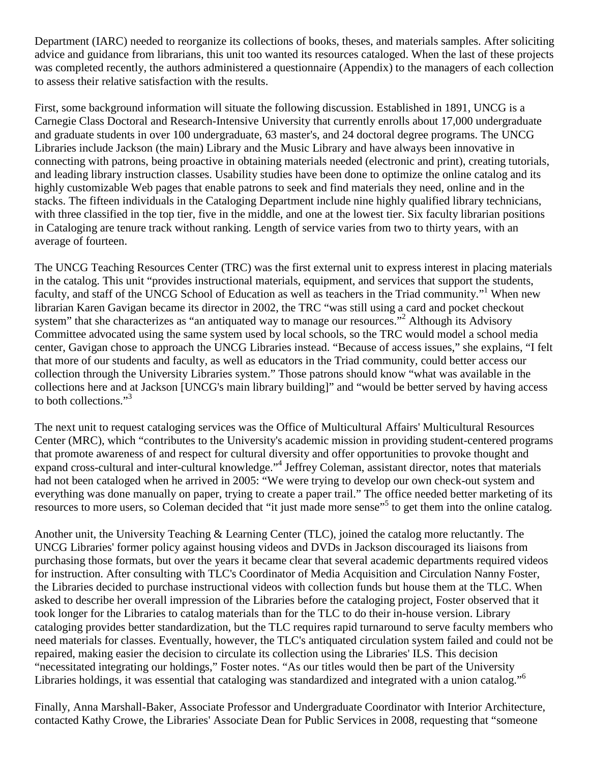Department (IARC) needed to reorganize its collections of books, theses, and materials samples. After soliciting advice and guidance from librarians, this unit too wanted its resources cataloged. When the last of these projects was completed recently, the authors administered a questionnaire (Appendix) to the managers of each collection to assess their relative satisfaction with the results.

First, some background information will situate the following discussion. Established in 1891, UNCG is a Carnegie Class Doctoral and Research-Intensive University that currently enrolls about 17,000 undergraduate and graduate students in over 100 undergraduate, 63 master's, and 24 doctoral degree programs. The UNCG Libraries include Jackson (the main) Library and the Music Library and have always been innovative in connecting with patrons, being proactive in obtaining materials needed (electronic and print), creating tutorials, and leading library instruction classes. Usability studies have been done to optimize the online catalog and its highly customizable Web pages that enable patrons to seek and find materials they need, online and in the stacks. The fifteen individuals in the Cataloging Department include nine highly qualified library technicians, with three classified in the top tier, five in the middle, and one at the lowest tier. Six faculty librarian positions in Cataloging are tenure track without ranking. Length of service varies from two to thirty years, with an average of fourteen.

The UNCG Teaching Resources Center (TRC) was the first external unit to express interest in placing materials in the catalog. This unit "provides instructional materials, equipment, and services that support the students, faculty, and staff of the UNCG School of Education as well as teachers in the Triad community."[1] When new librarian Karen Gavigan became its director in 2002, the TRC "was still using a card and pocket checkout system" that she characterizes as "an antiquated way to manage our resources."[2] Although its Advisory Committee advocated using the same system used by local schools, so the TRC would model a school media center, Gavigan chose to approach the UNCG Libraries instead. "Because of access issues," she explains, "I felt that more of our students and faculty, as well as educators in the Triad community, could better access our collection through the University Libraries system." Those patrons should know "what was available in the collections here and at Jackson [UNCG's main library building]" and "would be better served by having access to both collections."[3]

The next unit to request cataloging services was the Office of Multicultural Affairs' Multicultural Resources Center (MRC), which "contributes to the University's academic mission in providing student-centered programs that promote awareness of and respect for cultural diversity and offer opportunities to provoke thought and expand cross-cultural and inter-cultural knowledge."[4] Jeffrey Coleman, assistant director, notes that materials had not been cataloged when he arrived in 2005: "We were trying to develop our own check-out system and everything was done manually on paper, trying to create a paper trail." The office needed better marketing of its resources to more users, so Coleman decided that "it just made more sense"[5] to get them into the online catalog.

Another unit, the University Teaching & Learning Center (TLC), joined the catalog more reluctantly. The UNCG Libraries' former policy against housing videos and DVDs in Jackson discouraged its liaisons from purchasing those formats, but over the years it became clear that several academic departments required videos for instruction. After consulting with TLC's Coordinator of Media Acquisition and Circulation Nanny Foster, the Libraries decided to purchase instructional videos with collection funds but house them at the TLC. When asked to describe her overall impression of the Libraries before the cataloging project, Foster observed that it took longer for the Libraries to catalog materials than for the TLC to do their in-house version. Library cataloging provides better standardization, but the TLC requires rapid turnaround to serve faculty members who need materials for classes. Eventually, however, the TLC's antiquated circulation system failed and could not be repaired, making easier the decision to circulate its collection using the Libraries' ILS. This decision "necessitated integrating our holdings," Foster notes. "As our titles would then be part of the University Libraries holdings, it was essential that cataloging was standardized and integrated with a union catalog."[6]

Finally, Anna Marshall-Baker, Associate Professor and Undergraduate Coordinator with Interior Architecture, contacted Kathy Crowe, the Libraries' Associate Dean for Public Services in 2008, requesting that "someone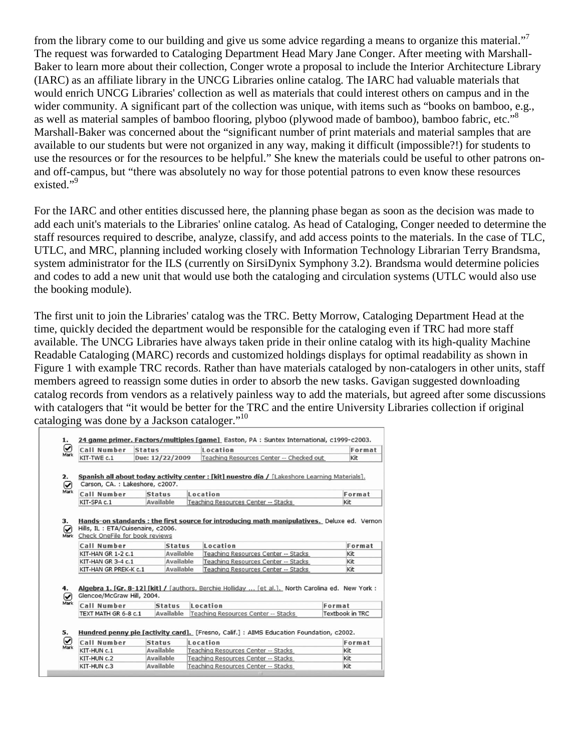from the library come to our building and give us some advice regarding a means to organize this material."[7] The request was forwarded to Cataloging Department Head Mary Jane Conger. After meeting with Marshall-Baker to learn more about their collection, Conger wrote a proposal to include the Interior Architecture Library (IARC) as an affiliate library in the UNCG Libraries online catalog. The IARC had valuable materials that would enrich UNCG Libraries' collection as well as materials that could interest others on campus and in the wider community. A significant part of the collection was unique, with items such as "books on bamboo, e.g., as well as material samples of bamboo flooring, plyboo (plywood made of bamboo), bamboo fabric, etc."[8] Marshall-Baker was concerned about the "significant number of print materials and material samples that are available to our students but were not organized in any way, making it difficult (impossible?!) for students to use the resources or for the resources to be helpful." She knew the materials could be useful to other patrons on- and off-campus, but "there was absolutely no way for those potential patrons to even know these resources existed."[9]

For the IARC and other entities discussed here, the planning phase began as soon as the decision was made to add each unit's materials to the Libraries' online catalog. As head of Cataloging, Conger needed to determine the staff resources required to describe, analyze, classify, and add access points to the materials. In the case of TLC, UTLC, and MRC, planning included working closely with Information Technology Librarian Terry Brandsma, system administrator for the ILS (currently on SirsiDynix Symphony 3.2). Brandsma would determine policies and codes to add a new unit that would use both the cataloging and circulation systems (UTLC would also use the booking module).

The first unit to join the Libraries' catalog was the TRC. Betty Morrow, Cataloging Department Head at the time, quickly decided the department would be responsible for the cataloging even if TRC had more staff available. The UNCG Libraries have always taken pride in their online catalog with its high-quality Machine Readable Cataloging (MARC) records and customized holdings displays for optimal readability as shown in Figure 1 with example TRC records. Rather than have materials cataloged by non-catalogers in other units, staff members agreed to reassign some duties in order to absorb the new tasks. Gavigan suggested downloading catalog records from vendors as a relatively painless way to add the materials, but agreed after some discussions with catalogers that "it would be better for the TRC and the entire University Libraries collection if original cataloging was done by a Jackson cataloger."[10]

1. 24 game primer. Factors/multiples [game] Easton, PA : Suntex International, c1999-c2003.

| Call Number | Status | Location | Format |
|---|---|---|---|
| KIT-TWE c.1 | Due: 12/22/2009 | Teaching Resources Center -- Checked out | Kit |

2. Spanish all about today activity center : [kit] nuestro día / [Lakeshore Learning Materials]. Carson, CA. : Lakeshore, c2007.

| Call Number | Status | Location | Format |
|---|---|---|---|
| KIT-SPA c.1 | Available | Teaching Resources Center -- Stacks | Kit |

3. Hands-on standards : the first source for introducing math manipulatives. Deluxe ed. Vernon Hills, IL : ETA/Cuisenaire, c2006.
Check OneFile for book reviews

| Call Number | Status | Location | Format |
|---|---|---|---|
| KIT-HAN GR 1-2 c.1 | Available | Teaching Resources Center -- Stacks | Kit |
| KIT-HAN GR 3-4 c.1 | Available | Teaching Resources Center -- Stacks | Kit |
| KIT-HAN GR PREK-K c.1 | Available | Teaching Resources Center -- Stacks | Kit |

4. Algebra 1. [Gr. 8-12] [kit] / [authors, Berchie Holliday ... [et al.]. North Carolina ed. New York : Glencoe/McGraw Hill, 2004.

| Call Number | Status | Location | Format |
|---|---|---|---|
| TEXT MATH GR 6-8 c.1 | Available | Teaching Resources Center -- Stacks | Textbook in TRC |

5. Hundred penny pie [activity card]. [Fresno, Calif.] : AIMS Education Foundation, c2002.

| Call Number | Status | Location | Format |
|---|---|---|---|
| KIT-HUN c.1 | Available | Teaching Resources Center -- Stacks | Kit |
| KIT-HUN c.2 | Available | Teaching Resources Center -- Stacks | Kit |
| KIT-HUN c.3 | Available | Teaching Resources Center -- Stacks | Kit |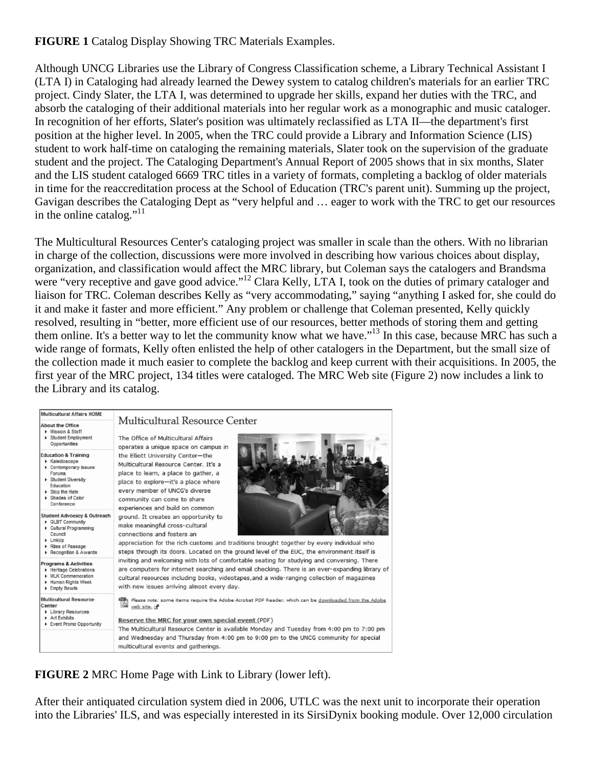**FIGURE 1** Catalog Display Showing TRC Materials Examples.

Although UNCG Libraries use the Library of Congress Classification scheme, a Library Technical Assistant I (LTA I) in Cataloging had already learned the Dewey system to catalog children's materials for an earlier TRC project. Cindy Slater, the LTA I, was determined to upgrade her skills, expand her duties with the TRC, and absorb the cataloging of their additional materials into her regular work as a monographic and music cataloger. In recognition of her efforts, Slater's position was ultimately reclassified as LTA II—the department's first position at the higher level. In 2005, when the TRC could provide a Library and Information Science (LIS) student to work half-time on cataloging the remaining materials, Slater took on the supervision of the graduate student and the project. The Cataloging Department's Annual Report of 2005 shows that in six months, Slater and the LIS student cataloged 6669 TRC titles in a variety of formats, completing a backlog of older materials in time for the reaccreditation process at the School of Education (TRC's parent unit). Summing up the project, Gavigan describes the Cataloging Dept as "very helpful and … eager to work with the TRC to get our resources in the online catalog."[11]

The Multicultural Resources Center's cataloging project was smaller in scale than the others. With no librarian in charge of the collection, discussions were more involved in describing how various choices about display, organization, and classification would affect the MRC library, but Coleman says the catalogers and Brandsma were "very receptive and gave good advice."[12] Clara Kelly, LTA I, took on the duties of primary cataloger and liaison for TRC. Coleman describes Kelly as "very accommodating," saying "anything I asked for, she could do it and make it faster and more efficient." Any problem or challenge that Coleman presented, Kelly quickly resolved, resulting in "better, more efficient use of our resources, better methods of storing them and getting them online. It's a better way to let the community know what we have."[13] In this case, because MRC has such a wide range of formats, Kelly often enlisted the help of other catalogers in the Department, but the small size of the collection made it much easier to complete the backlog and keep current with their acquisitions. In 2005, the first year of the MRC project, 134 titles were cataloged. The MRC Web site (Figure 2) now includes a link to the Library and its catalog.

**FIGURE 2** MRC Home Page with Link to Library (lower left).

After their antiquated circulation system died in 2006, UTLC was the next unit to incorporate their operation into the Libraries' ILS, and was especially interested in its SirsiDynix booking module. Over 12,000 circulation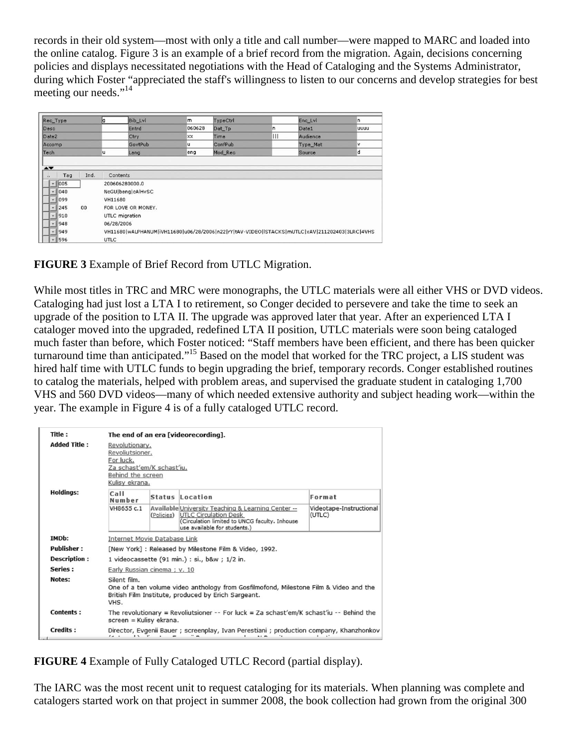records in their old system—most with only a title and call number—were mapped to MARC and loaded into the online catalog. Figure 3 is an example of a brief record from the migration. Again, decisions concerning policies and displays necessitated negotiations with the Head of Cataloging and the Systems Administrator, during which Foster "appreciated the staff's willingness to listen to our concerns and develop strategies for best meeting our needs."[14]

| Rec_Type | g | Bib_Lvl | m | TypeCtrl | | Enc_Lvl | n |
|---|---|---|---|---|---|---|---|
| Desc | | Entrd | 060628 | Dat_Tp | n | Date1 | uuuu |
| Date2 | | Ctry | xx | Time | \|\|\| | Audience | |
| Accomp | | GovtPub | u | ConfPub | | Type_Mat | v |
| Tech | u | Lang | eng | Mod_Rec | | Source | d |

| Tag | Ind. | Contents |
|---|---|---|
| 005 | | 200606280000.0 |
| 040 | | NcGU\|beng\|cAlHvSC |
| 099 | | VH11680 |
| 245 | 00 | FOR LOVE OR MONEY. |
| 910 | | UTLC migration |
| 948 | | 06/28/2006 |
| 949 | | VH11680\|wALPHANUM\|iVH11680\|u06/28/2006\|n22\|rY\|tAV-VIDEO\|lSTACKS\|mUTLC\|xAV\|211202403\|3LRC\|4VHS |
| 596 | | UTLC |

**FIGURE 3** Example of Brief Record from UTLC Migration.

While most titles in TRC and MRC were monographs, the UTLC materials were all either VHS or DVD videos. Cataloging had just lost a LTA I to retirement, so Conger decided to persevere and take the time to seek an upgrade of the position to LTA II. The upgrade was approved later that year. After an experienced LTA I cataloger moved into the upgraded, redefined LTA II position, UTLC materials were soon being cataloged much faster than before, which Foster noticed: "Staff members have been efficient, and there has been quicker turnaround time than anticipated."[15] Based on the model that worked for the TRC project, a LIS student was hired half time with UTLC funds to begin upgrading the brief, temporary records. Conger established routines to catalog the materials, helped with problem areas, and supervised the graduate student in cataloging 1,700 VHS and 560 DVD videos—many of which needed extensive authority and subject heading work—within the year. The example in Figure 4 is of a fully cataloged UTLC record.

**Title :** The end of an era [videorecording].

**Added Title :** Revolutionary. / Revoliutsioner. / For luck. / Za schast'em/K schast'iu. / Behind the screen / Kulisy ekrana.

**Holdings:**

| Call Number | Status | Location | Format |
|---|---|---|---|
| VH8655 c.1 | Available (Policies) | University Teaching & Learning Center -- UTLC Circulation Desk (Circulation limited to UNCG faculty. Inhouse use available for students.) | Videotape-Instructional (UTLC) |

**IMDb:** Internet Movie Database Link

**Publisher :** [New York] : Released by Milestone Film & Video, 1992.

**Description :** 1 videocassette (91 min.) : si., b&w ; 1/2 in.

**Series :** Early Russian cinema ; v. 10

**Notes:** Silent film. One of a ten volume video anthology from Gosfilmofond, Milestone Film & Video and the British Film Institute, produced by Erich Sargeant. VHS.

**Contents :** The revolutionary = Revoliutsioner -- For luck = Za schast'em/K schast'iu -- Behind the screen = Kulisy ekrana.

**Credits :** Director, Evgenii Bauer ; screenplay, Ivan Perestiani ; production company, Khanzhonkov

**FIGURE 4** Example of Fully Cataloged UTLC Record (partial display).

The IARC was the most recent unit to request cataloging for its materials. When planning was complete and catalogers started work on that project in summer 2008, the book collection had grown from the original 300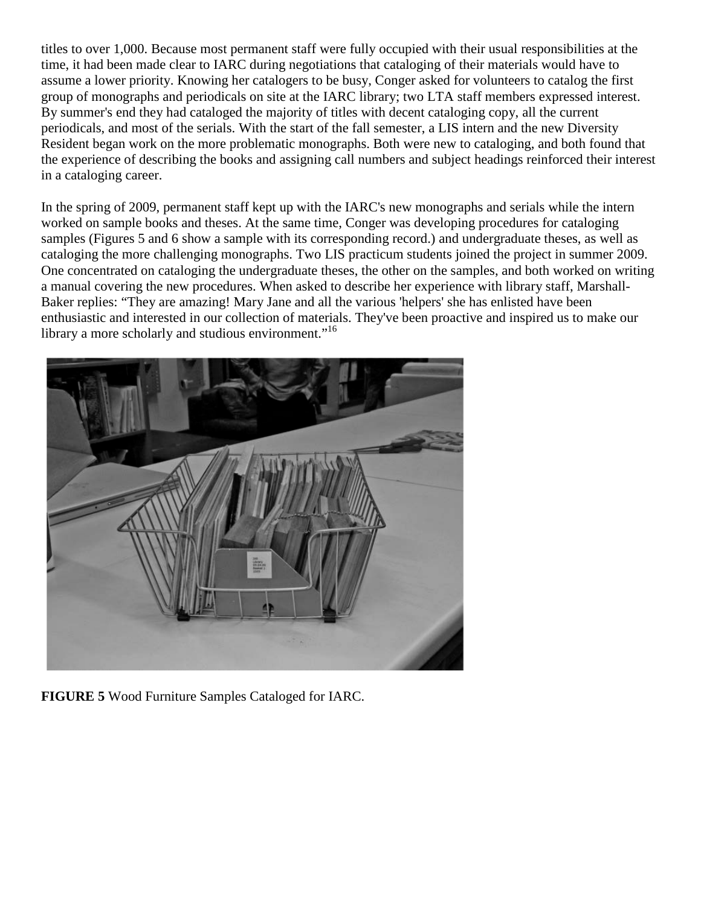titles to over 1,000. Because most permanent staff were fully occupied with their usual responsibilities at the time, it had been made clear to IARC during negotiations that cataloging of their materials would have to assume a lower priority. Knowing her catalogers to be busy, Conger asked for volunteers to catalog the first group of monographs and periodicals on site at the IARC library; two LTA staff members expressed interest. By summer's end they had cataloged the majority of titles with decent cataloging copy, all the current periodicals, and most of the serials. With the start of the fall semester, a LIS intern and the new Diversity Resident began work on the more problematic monographs. Both were new to cataloging, and both found that the experience of describing the books and assigning call numbers and subject headings reinforced their interest in a cataloging career.

In the spring of 2009, permanent staff kept up with the IARC's new monographs and serials while the intern worked on sample books and theses. At the same time, Conger was developing procedures for cataloging samples (Figures 5 and 6 show a sample with its corresponding record.) and undergraduate theses, as well as cataloging the more challenging monographs. Two LIS practicum students joined the project in summer 2009. One concentrated on cataloging the undergraduate theses, the other on the samples, and both worked on writing a manual covering the new procedures. When asked to describe her experience with library staff, Marshall-Baker replies: “They are amazing! Mary Jane and all the various 'helpers' she has enlisted have been enthusiastic and interested in our collection of materials. They've been proactive and inspired us to make our library a more scholarly and studious environment.”[16]

**FIGURE 5** Wood Furniture Samples Cataloged for IARC.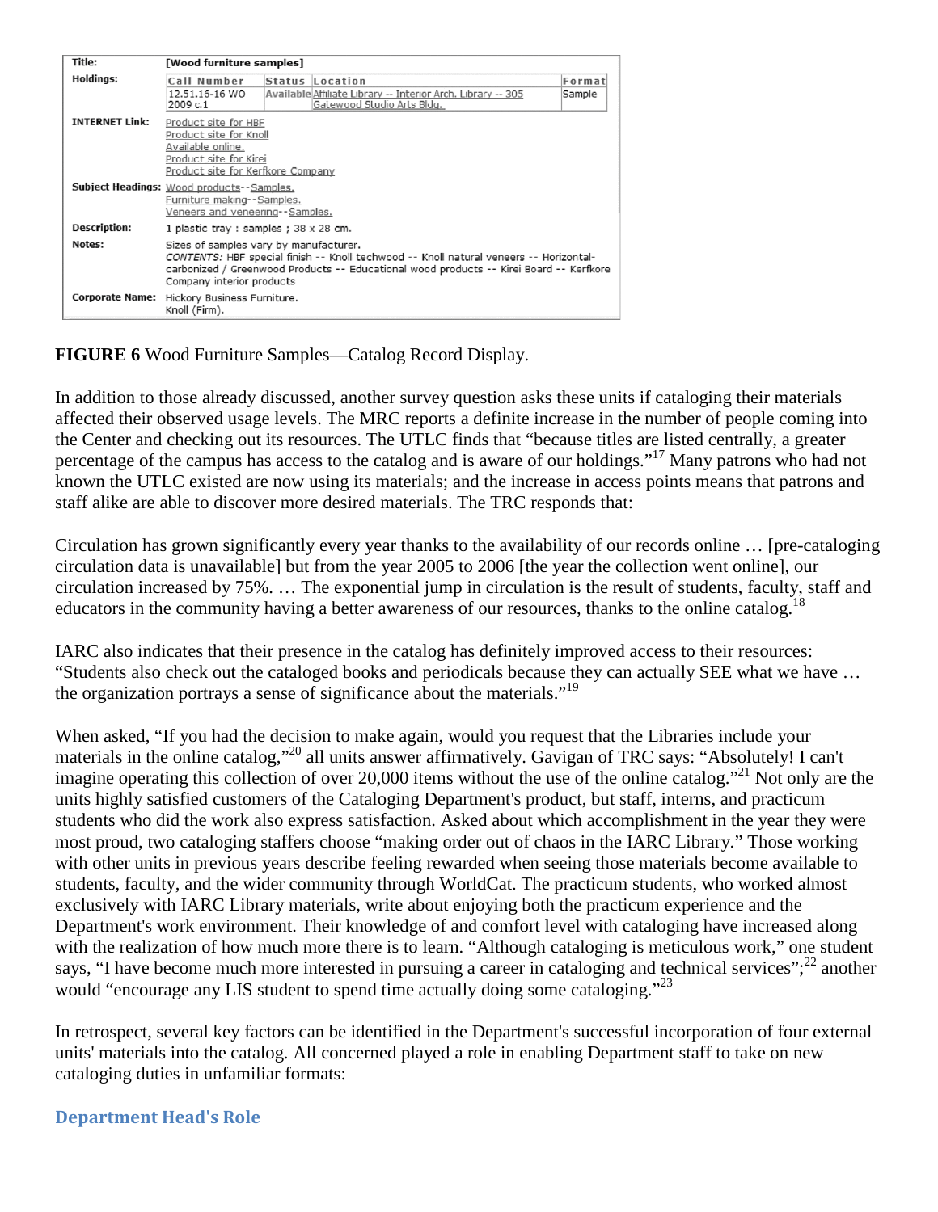| Title: | [Wood furniture samples] |
| --- | --- |
| Holdings: | Call Number: 12.51.16-16 WO 2009 c.1 — Status: Available — Location: Affiliate Library -- Interior Arch. Library -- 305 Gatewood Studio Arts Bldg. — Format: Sample |
| INTERNET Link: | Product site for HBF<br>Product site for Knoll<br>Available online.<br>Product site for Kirei<br>Product site for Kerfkore Company |
| Subject Headings: | Wood products--Samples.<br>Furniture making--Samples.<br>Veneers and veneering--Samples. |
| Description: | 1 plastic tray : samples ; 38 x 28 cm. |
| Notes: | Sizes of samples vary by manufacturer.<br>*CONTENTS:* HBF special finish -- Knoll techwood -- Knoll natural veneers -- Horizontal-carbonized / Greenwood Products -- Educational wood products -- Kirei Board -- Kerfkore Company interior products |
| Corporate Name: | Hickory Business Furniture.<br>Knoll (Firm). |

**FIGURE 6** Wood Furniture Samples—Catalog Record Display.

In addition to those already discussed, another survey question asks these units if cataloging their materials affected their observed usage levels. The MRC reports a definite increase in the number of people coming into the Center and checking out its resources. The UTLC finds that "because titles are listed centrally, a greater percentage of the campus has access to the catalog and is aware of our holdings."[17] Many patrons who had not known the UTLC existed are now using its materials; and the increase in access points means that patrons and staff alike are able to discover more desired materials. The TRC responds that:

Circulation has grown significantly every year thanks to the availability of our records online … [pre-cataloging circulation data is unavailable] but from the year 2005 to 2006 [the year the collection went online], our circulation increased by 75%. … The exponential jump in circulation is the result of students, faculty, staff and educators in the community having a better awareness of our resources, thanks to the online catalog.[18]

IARC also indicates that their presence in the catalog has definitely improved access to their resources: "Students also check out the cataloged books and periodicals because they can actually SEE what we have … the organization portrays a sense of significance about the materials."[19]

When asked, "If you had the decision to make again, would you request that the Libraries include your materials in the online catalog,"[20] all units answer affirmatively. Gavigan of TRC says: "Absolutely! I can't imagine operating this collection of over 20,000 items without the use of the online catalog."[21] Not only are the units highly satisfied customers of the Cataloging Department's product, but staff, interns, and practicum students who did the work also express satisfaction. Asked about which accomplishment in the year they were most proud, two cataloging staffers choose "making order out of chaos in the IARC Library." Those working with other units in previous years describe feeling rewarded when seeing those materials become available to students, faculty, and the wider community through WorldCat. The practicum students, who worked almost exclusively with IARC Library materials, write about enjoying both the practicum experience and the Department's work environment. Their knowledge of and comfort level with cataloging have increased along with the realization of how much more there is to learn. "Although cataloging is meticulous work," one student says, "I have become much more interested in pursuing a career in cataloging and technical services";[22] another would "encourage any LIS student to spend time actually doing some cataloging."[23]

In retrospect, several key factors can be identified in the Department's successful incorporation of four external units' materials into the catalog. All concerned played a role in enabling Department staff to take on new cataloging duties in unfamiliar formats:

### Department Head's Role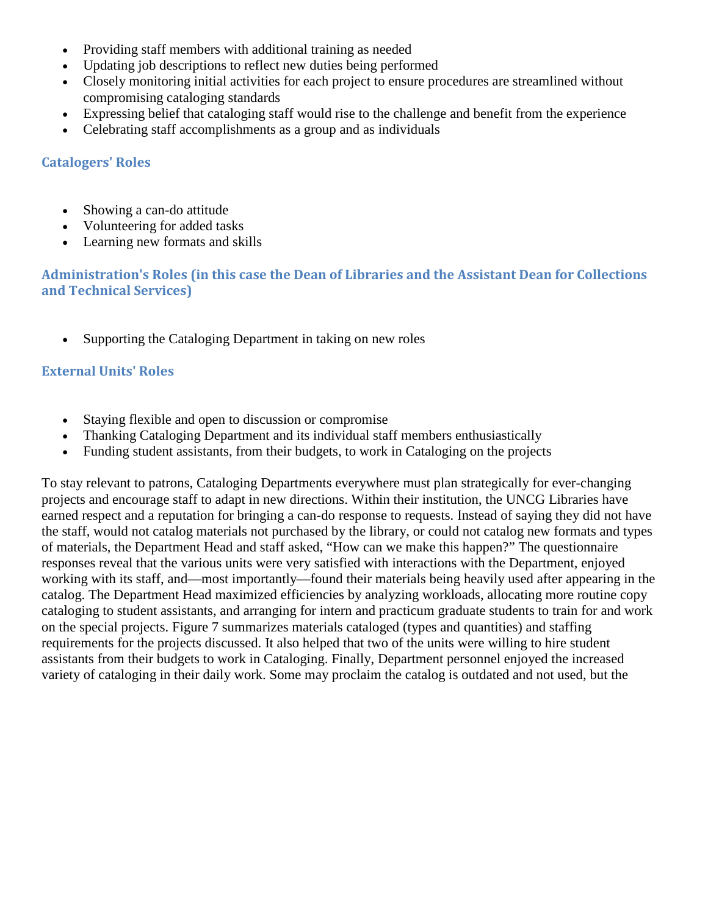- Providing staff members with additional training as needed
- Updating job descriptions to reflect new duties being performed
- Closely monitoring initial activities for each project to ensure procedures are streamlined without compromising cataloging standards
- Expressing belief that cataloging staff would rise to the challenge and benefit from the experience
- Celebrating staff accomplishments as a group and as individuals

### Catalogers' Roles

- Showing a can-do attitude
- Volunteering for added tasks
- Learning new formats and skills

### Administration's Roles (in this case the Dean of Libraries and the Assistant Dean for Collections and Technical Services)

- Supporting the Cataloging Department in taking on new roles

### External Units' Roles

- Staying flexible and open to discussion or compromise
- Thanking Cataloging Department and its individual staff members enthusiastically
- Funding student assistants, from their budgets, to work in Cataloging on the projects

To stay relevant to patrons, Cataloging Departments everywhere must plan strategically for ever-changing projects and encourage staff to adapt in new directions. Within their institution, the UNCG Libraries have earned respect and a reputation for bringing a can-do response to requests. Instead of saying they did not have the staff, would not catalog materials not purchased by the library, or could not catalog new formats and types of materials, the Department Head and staff asked, “How can we make this happen?” The questionnaire responses reveal that the various units were very satisfied with interactions with the Department, enjoyed working with its staff, and—most importantly—found their materials being heavily used after appearing in the catalog. The Department Head maximized efficiencies by analyzing workloads, allocating more routine copy cataloging to student assistants, and arranging for intern and practicum graduate students to train for and work on the special projects. Figure 7 summarizes materials cataloged (types and quantities) and staffing requirements for the projects discussed. It also helped that two of the units were willing to hire student assistants from their budgets to work in Cataloging. Finally, Department personnel enjoyed the increased variety of cataloging in their daily work. Some may proclaim the catalog is outdated and not used, but the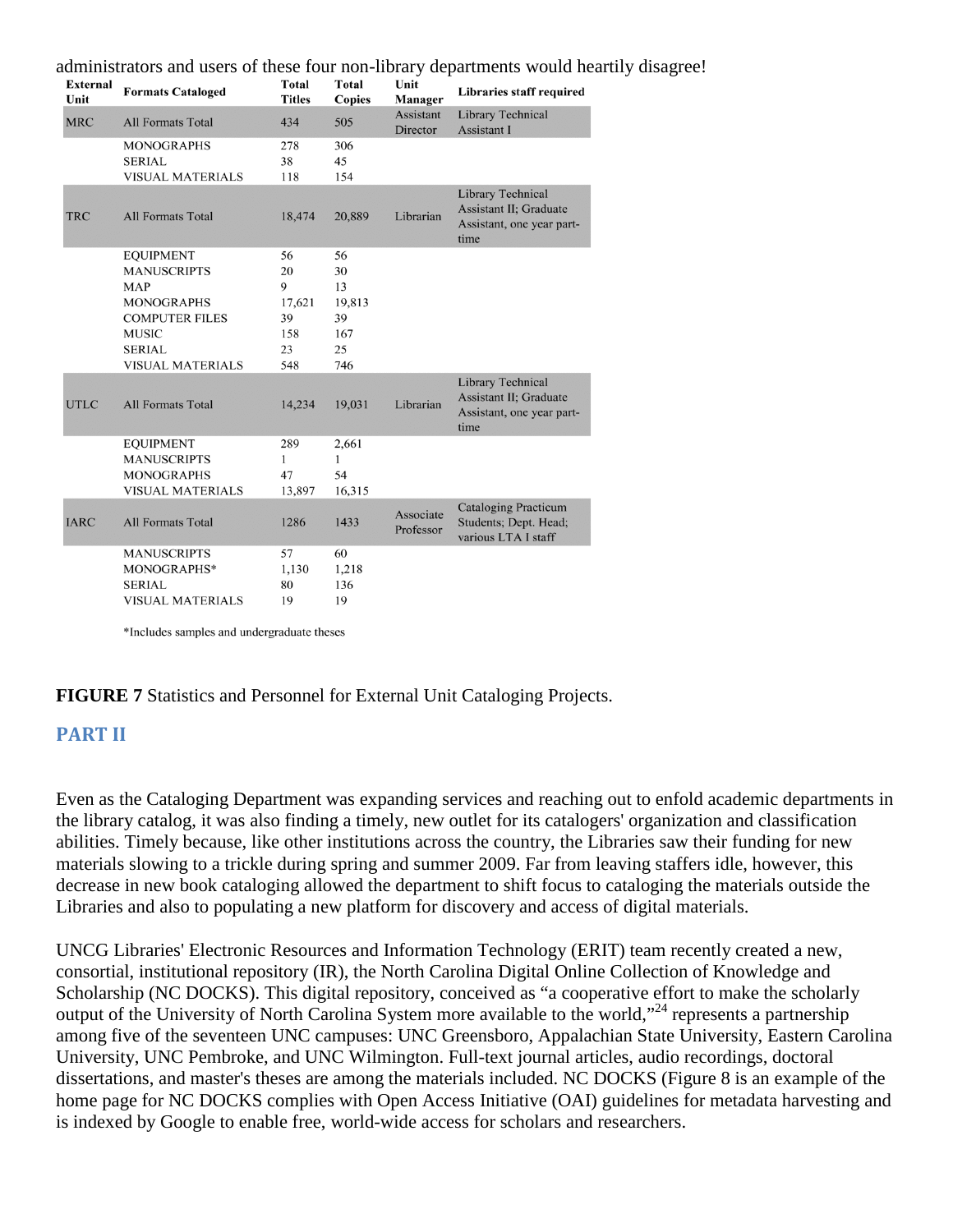administrators and users of these four non-library departments would heartily disagree!

| External Unit | Formats Cataloged | Total Titles | Total Copies | Unit Manager | Libraries staff required |
|---|---|---|---|---|---|
| MRC | All Formats Total | 434 | 505 | Assistant Director | Library Technical Assistant I |
| | MONOGRAPHS | 278 | 306 | | |
| | SERIAL | 38 | 45 | | |
| | VISUAL MATERIALS | 118 | 154 | | |
| TRC | All Formats Total | 18,474 | 20,889 | Librarian | Library Technical Assistant II; Graduate Assistant, one year part-time |
| | EQUIPMENT | 56 | 56 | | |
| | MANUSCRIPTS | 20 | 30 | | |
| | MAP | 9 | 13 | | |
| | MONOGRAPHS | 17,621 | 19,813 | | |
| | COMPUTER FILES | 39 | 39 | | |
| | MUSIC | 158 | 167 | | |
| | SERIAL | 23 | 25 | | |
| | VISUAL MATERIALS | 548 | 746 | | |
| UTLC | All Formats Total | 14,234 | 19,031 | Librarian | Library Technical Assistant II; Graduate Assistant, one year part-time |
| | EQUIPMENT | 289 | 2,661 | | |
| | MANUSCRIPTS | 1 | 1 | | |
| | MONOGRAPHS | 47 | 54 | | |
| | VISUAL MATERIALS | 13,897 | 16,315 | | |
| IARC | All Formats Total | 1286 | 1433 | Associate Professor | Cataloging Practicum Students; Dept. Head; various LTA I staff |
| | MANUSCRIPTS | 57 | 60 | | |
| | MONOGRAPHS* | 1,130 | 1,218 | | |
| | SERIAL | 80 | 136 | | |
| | VISUAL MATERIALS | 19 | 19 | | |

*Includes samples and undergraduate theses

**FIGURE 7** Statistics and Personnel for External Unit Cataloging Projects.

## PART II

Even as the Cataloging Department was expanding services and reaching out to enfold academic departments in the library catalog, it was also finding a timely, new outlet for its catalogers' organization and classification abilities. Timely because, like other institutions across the country, the Libraries saw their funding for new materials slowing to a trickle during spring and summer 2009. Far from leaving staffers idle, however, this decrease in new book cataloging allowed the department to shift focus to cataloging the materials outside the Libraries and also to populating a new platform for discovery and access of digital materials.

UNCG Libraries' Electronic Resources and Information Technology (ERIT) team recently created a new, consortial, institutional repository (IR), the North Carolina Digital Online Collection of Knowledge and Scholarship (NC DOCKS). This digital repository, conceived as "a cooperative effort to make the scholarly output of the University of North Carolina System more available to the world,"[24] represents a partnership among five of the seventeen UNC campuses: UNC Greensboro, Appalachian State University, Eastern Carolina University, UNC Pembroke, and UNC Wilmington. Full-text journal articles, audio recordings, doctoral dissertations, and master's theses are among the materials included. NC DOCKS (Figure 8 is an example of the home page for NC DOCKS complies with Open Access Initiative (OAI) guidelines for metadata harvesting and is indexed by Google to enable free, world-wide access for scholars and researchers.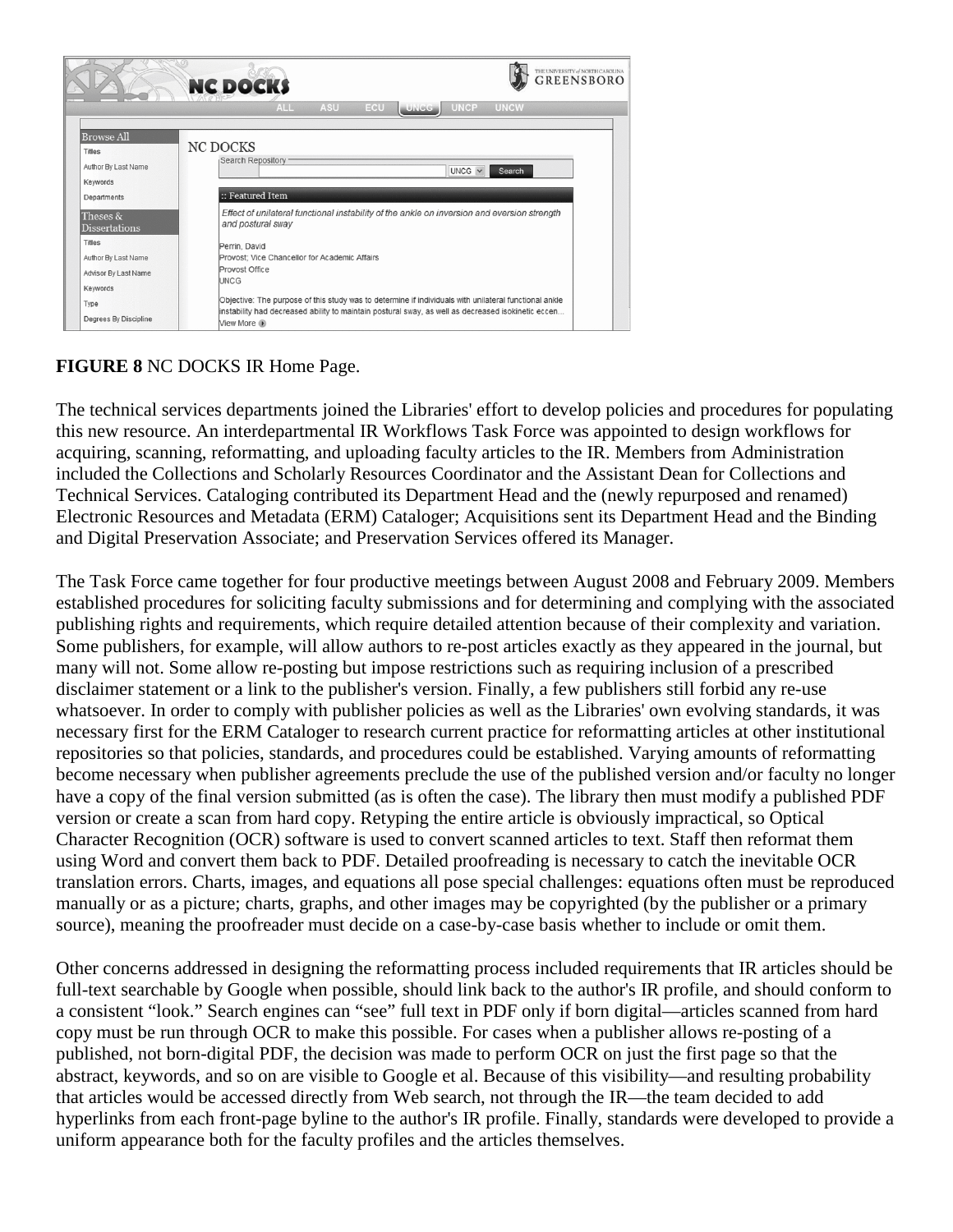**FIGURE 8** NC DOCKS IR Home Page.

The technical services departments joined the Libraries' effort to develop policies and procedures for populating this new resource. An interdepartmental IR Workflows Task Force was appointed to design workflows for acquiring, scanning, reformatting, and uploading faculty articles to the IR. Members from Administration included the Collections and Scholarly Resources Coordinator and the Assistant Dean for Collections and Technical Services. Cataloging contributed its Department Head and the (newly repurposed and renamed) Electronic Resources and Metadata (ERM) Cataloger; Acquisitions sent its Department Head and the Binding and Digital Preservation Associate; and Preservation Services offered its Manager.

The Task Force came together for four productive meetings between August 2008 and February 2009. Members established procedures for soliciting faculty submissions and for determining and complying with the associated publishing rights and requirements, which require detailed attention because of their complexity and variation. Some publishers, for example, will allow authors to re-post articles exactly as they appeared in the journal, but many will not. Some allow re-posting but impose restrictions such as requiring inclusion of a prescribed disclaimer statement or a link to the publisher's version. Finally, a few publishers still forbid any re-use whatsoever. In order to comply with publisher policies as well as the Libraries' own evolving standards, it was necessary first for the ERM Cataloger to research current practice for reformatting articles at other institutional repositories so that policies, standards, and procedures could be established. Varying amounts of reformatting become necessary when publisher agreements preclude the use of the published version and/or faculty no longer have a copy of the final version submitted (as is often the case). The library then must modify a published PDF version or create a scan from hard copy. Retyping the entire article is obviously impractical, so Optical Character Recognition (OCR) software is used to convert scanned articles to text. Staff then reformat them using Word and convert them back to PDF. Detailed proofreading is necessary to catch the inevitable OCR translation errors. Charts, images, and equations all pose special challenges: equations often must be reproduced manually or as a picture; charts, graphs, and other images may be copyrighted (by the publisher or a primary source), meaning the proofreader must decide on a case-by-case basis whether to include or omit them.

Other concerns addressed in designing the reformatting process included requirements that IR articles should be full-text searchable by Google when possible, should link back to the author's IR profile, and should conform to a consistent "look." Search engines can "see" full text in PDF only if born digital—articles scanned from hard copy must be run through OCR to make this possible. For cases when a publisher allows re-posting of a published, not born-digital PDF, the decision was made to perform OCR on just the first page so that the abstract, keywords, and so on are visible to Google et al. Because of this visibility—and resulting probability that articles would be accessed directly from Web search, not through the IR—the team decided to add hyperlinks from each front-page byline to the author's IR profile. Finally, standards were developed to provide a uniform appearance both for the faculty profiles and the articles themselves.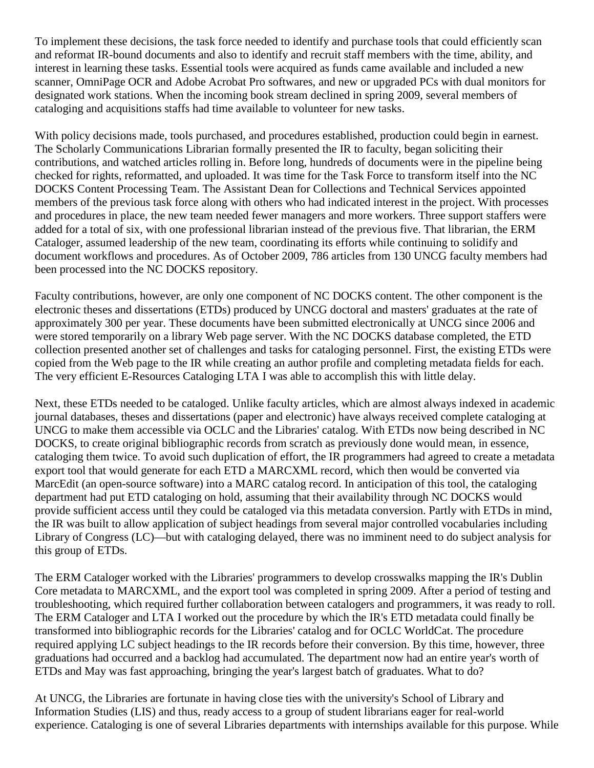To implement these decisions, the task force needed to identify and purchase tools that could efficiently scan and reformat IR-bound documents and also to identify and recruit staff members with the time, ability, and interest in learning these tasks. Essential tools were acquired as funds came available and included a new scanner, OmniPage OCR and Adobe Acrobat Pro softwares, and new or upgraded PCs with dual monitors for designated work stations. When the incoming book stream declined in spring 2009, several members of cataloging and acquisitions staffs had time available to volunteer for new tasks.

With policy decisions made, tools purchased, and procedures established, production could begin in earnest. The Scholarly Communications Librarian formally presented the IR to faculty, began soliciting their contributions, and watched articles rolling in. Before long, hundreds of documents were in the pipeline being checked for rights, reformatted, and uploaded. It was time for the Task Force to transform itself into the NC DOCKS Content Processing Team. The Assistant Dean for Collections and Technical Services appointed members of the previous task force along with others who had indicated interest in the project. With processes and procedures in place, the new team needed fewer managers and more workers. Three support staffers were added for a total of six, with one professional librarian instead of the previous five. That librarian, the ERM Cataloger, assumed leadership of the new team, coordinating its efforts while continuing to solidify and document workflows and procedures. As of October 2009, 786 articles from 130 UNCG faculty members had been processed into the NC DOCKS repository.

Faculty contributions, however, are only one component of NC DOCKS content. The other component is the electronic theses and dissertations (ETDs) produced by UNCG doctoral and masters' graduates at the rate of approximately 300 per year. These documents have been submitted electronically at UNCG since 2006 and were stored temporarily on a library Web page server. With the NC DOCKS database completed, the ETD collection presented another set of challenges and tasks for cataloging personnel. First, the existing ETDs were copied from the Web page to the IR while creating an author profile and completing metadata fields for each. The very efficient E-Resources Cataloging LTA I was able to accomplish this with little delay.

Next, these ETDs needed to be cataloged. Unlike faculty articles, which are almost always indexed in academic journal databases, theses and dissertations (paper and electronic) have always received complete cataloging at UNCG to make them accessible via OCLC and the Libraries' catalog. With ETDs now being described in NC DOCKS, to create original bibliographic records from scratch as previously done would mean, in essence, cataloging them twice. To avoid such duplication of effort, the IR programmers had agreed to create a metadata export tool that would generate for each ETD a MARCXML record, which then would be converted via MarcEdit (an open-source software) into a MARC catalog record. In anticipation of this tool, the cataloging department had put ETD cataloging on hold, assuming that their availability through NC DOCKS would provide sufficient access until they could be cataloged via this metadata conversion. Partly with ETDs in mind, the IR was built to allow application of subject headings from several major controlled vocabularies including Library of Congress (LC)—but with cataloging delayed, there was no imminent need to do subject analysis for this group of ETDs.

The ERM Cataloger worked with the Libraries' programmers to develop crosswalks mapping the IR's Dublin Core metadata to MARCXML, and the export tool was completed in spring 2009. After a period of testing and troubleshooting, which required further collaboration between catalogers and programmers, it was ready to roll. The ERM Cataloger and LTA I worked out the procedure by which the IR's ETD metadata could finally be transformed into bibliographic records for the Libraries' catalog and for OCLC WorldCat. The procedure required applying LC subject headings to the IR records before their conversion. By this time, however, three graduations had occurred and a backlog had accumulated. The department now had an entire year's worth of ETDs and May was fast approaching, bringing the year's largest batch of graduates. What to do?

At UNCG, the Libraries are fortunate in having close ties with the university's School of Library and Information Studies (LIS) and thus, ready access to a group of student librarians eager for real-world experience. Cataloging is one of several Libraries departments with internships available for this purpose. While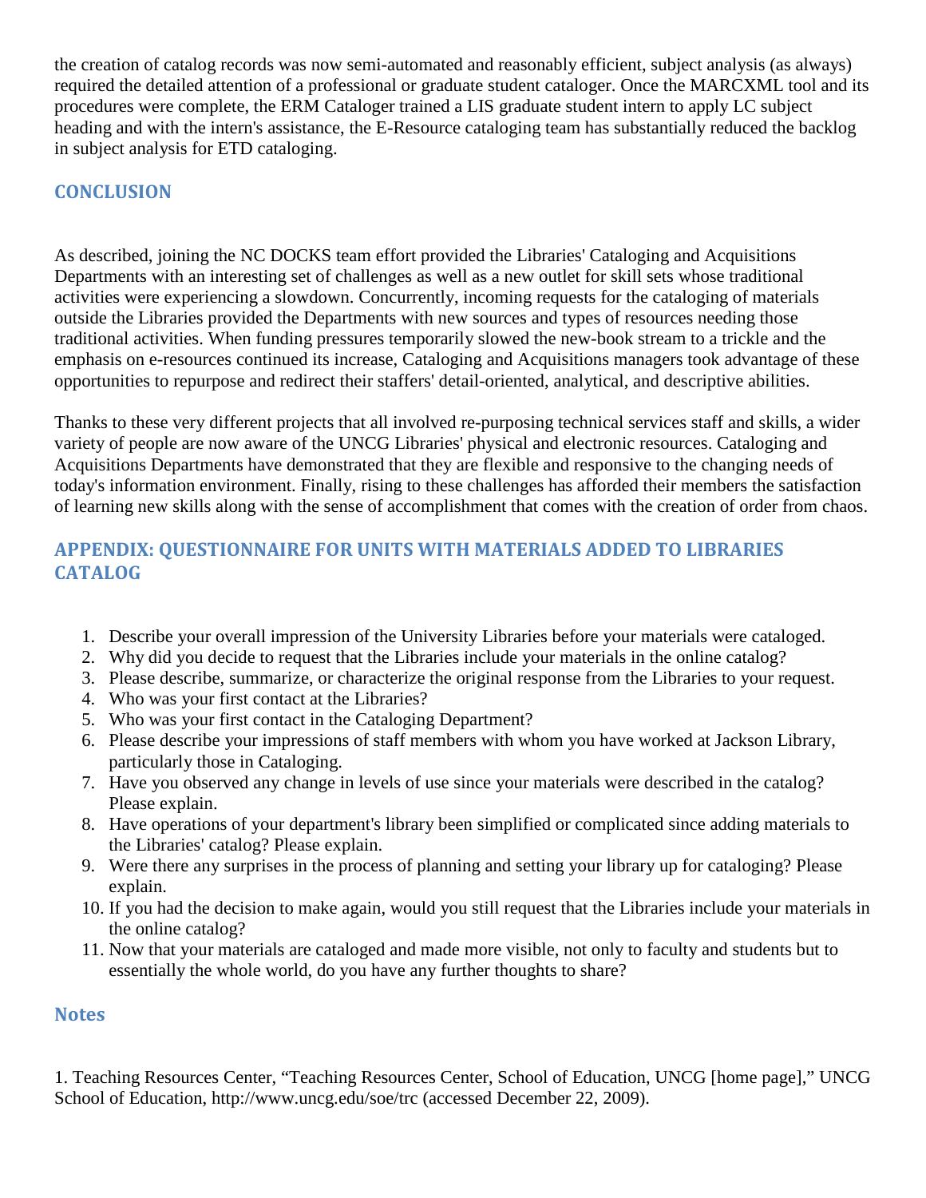the creation of catalog records was now semi-automated and reasonably efficient, subject analysis (as always) required the detailed attention of a professional or graduate student cataloger. Once the MARCXML tool and its procedures were complete, the ERM Cataloger trained a LIS graduate student intern to apply LC subject heading and with the intern's assistance, the E-Resource cataloging team has substantially reduced the backlog in subject analysis for ETD cataloging.

## CONCLUSION

As described, joining the NC DOCKS team effort provided the Libraries' Cataloging and Acquisitions Departments with an interesting set of challenges as well as a new outlet for skill sets whose traditional activities were experiencing a slowdown. Concurrently, incoming requests for the cataloging of materials outside the Libraries provided the Departments with new sources and types of resources needing those traditional activities. When funding pressures temporarily slowed the new-book stream to a trickle and the emphasis on e-resources continued its increase, Cataloging and Acquisitions managers took advantage of these opportunities to repurpose and redirect their staffers' detail-oriented, analytical, and descriptive abilities.

Thanks to these very different projects that all involved re-purposing technical services staff and skills, a wider variety of people are now aware of the UNCG Libraries' physical and electronic resources. Cataloging and Acquisitions Departments have demonstrated that they are flexible and responsive to the changing needs of today's information environment. Finally, rising to these challenges has afforded their members the satisfaction of learning new skills along with the sense of accomplishment that comes with the creation of order from chaos.

## APPENDIX: QUESTIONNAIRE FOR UNITS WITH MATERIALS ADDED TO LIBRARIES CATALOG

1. Describe your overall impression of the University Libraries before your materials were cataloged.
2. Why did you decide to request that the Libraries include your materials in the online catalog?
3. Please describe, summarize, or characterize the original response from the Libraries to your request.
4. Who was your first contact at the Libraries?
5. Who was your first contact in the Cataloging Department?
6. Please describe your impressions of staff members with whom you have worked at Jackson Library, particularly those in Cataloging.
7. Have you observed any change in levels of use since your materials were described in the catalog? Please explain.
8. Have operations of your department's library been simplified or complicated since adding materials to the Libraries' catalog? Please explain.
9. Were there any surprises in the process of planning and setting your library up for cataloging? Please explain.
10. If you had the decision to make again, would you still request that the Libraries include your materials in the online catalog?
11. Now that your materials are cataloged and made more visible, not only to faculty and students but to essentially the whole world, do you have any further thoughts to share?

## Notes

1. Teaching Resources Center, "Teaching Resources Center, School of Education, UNCG [home page]," UNCG School of Education, http://www.uncg.edu/soe/trc (accessed December 22, 2009).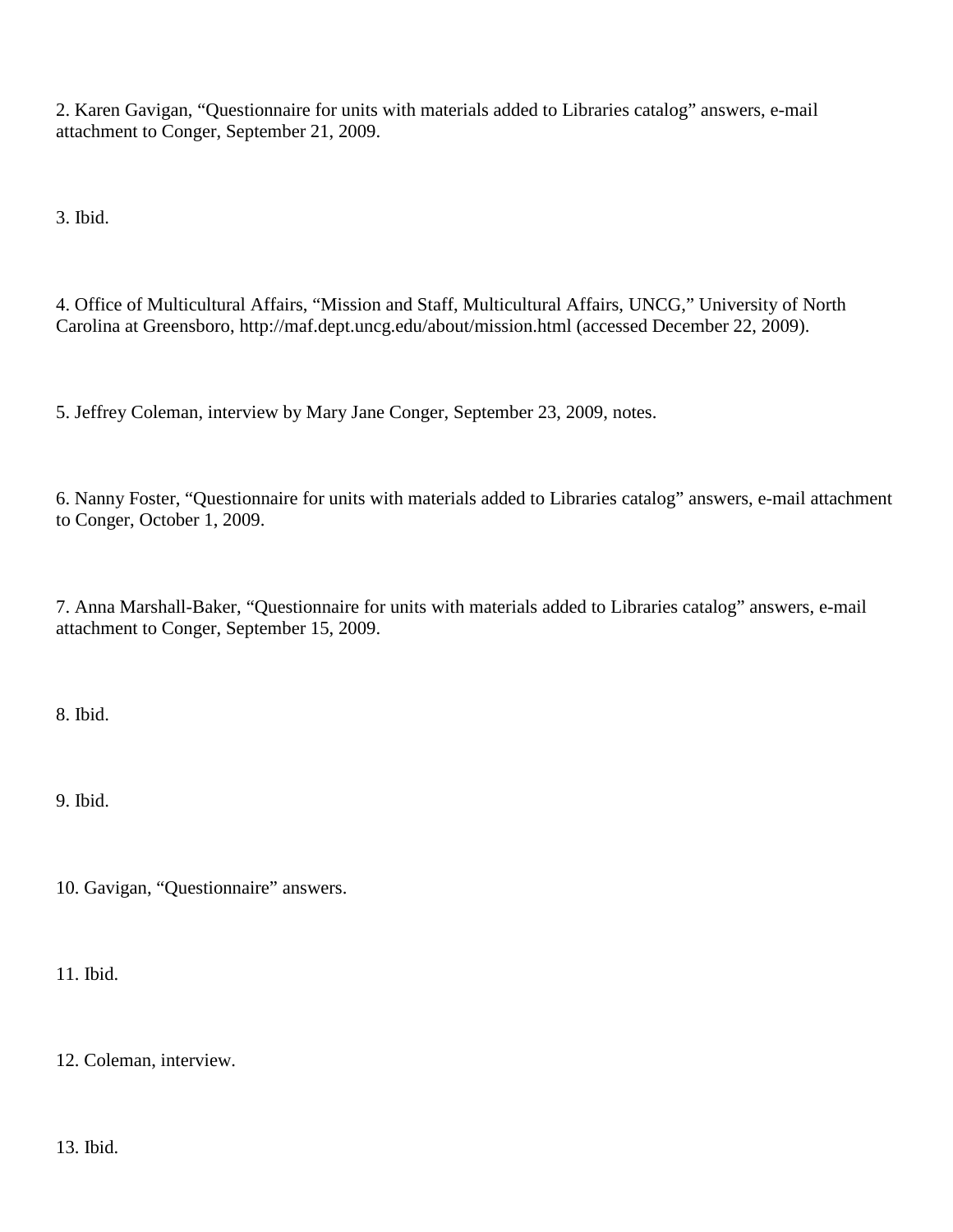2. Karen Gavigan, “Questionnaire for units with materials added to Libraries catalog” answers, e-mail attachment to Conger, September 21, 2009.

3. Ibid.

4. Office of Multicultural Affairs, “Mission and Staff, Multicultural Affairs, UNCG,” University of North Carolina at Greensboro, http://maf.dept.uncg.edu/about/mission.html (accessed December 22, 2009).

5. Jeffrey Coleman, interview by Mary Jane Conger, September 23, 2009, notes.

6. Nanny Foster, “Questionnaire for units with materials added to Libraries catalog” answers, e-mail attachment to Conger, October 1, 2009.

7. Anna Marshall-Baker, “Questionnaire for units with materials added to Libraries catalog” answers, e-mail attachment to Conger, September 15, 2009.

8. Ibid.

9. Ibid.

10. Gavigan, “Questionnaire” answers.

11. Ibid.

12. Coleman, interview.

13. Ibid.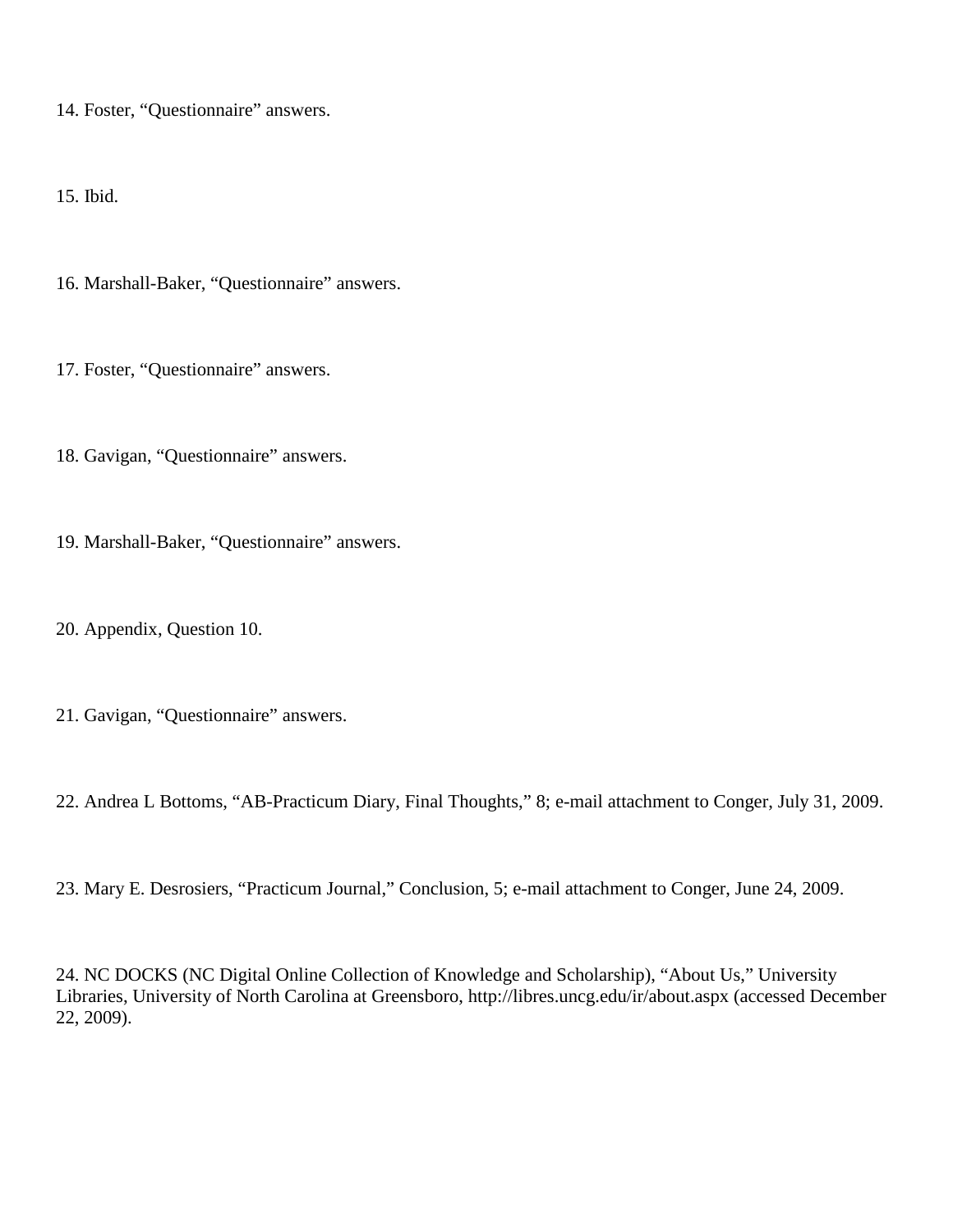14. Foster, “Questionnaire” answers.

15. Ibid.

16. Marshall-Baker, “Questionnaire” answers.

17. Foster, “Questionnaire” answers.

18. Gavigan, “Questionnaire” answers.

19. Marshall-Baker, “Questionnaire” answers.

20. Appendix, Question 10.

21. Gavigan, “Questionnaire” answers.

22. Andrea L Bottoms, “AB-Practicum Diary, Final Thoughts,” 8; e-mail attachment to Conger, July 31, 2009.

23. Mary E. Desrosiers, “Practicum Journal,” Conclusion, 5; e-mail attachment to Conger, June 24, 2009.

24. NC DOCKS (NC Digital Online Collection of Knowledge and Scholarship), “About Us,” University Libraries, University of North Carolina at Greensboro, http://libres.uncg.edu/ir/about.aspx (accessed December 22, 2009).